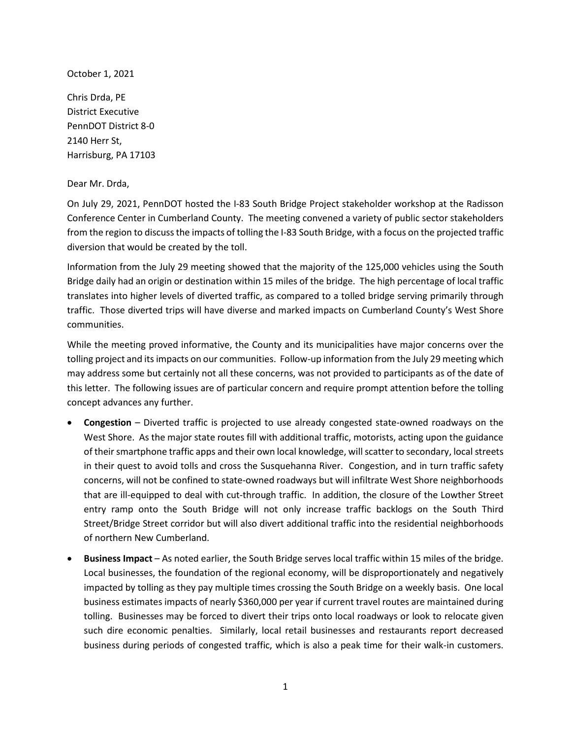October 1, 2021

Chris Drda, PE
District Executive
PennDOT District 8-0
2140 Herr St,
Harrisburg, PA 17103

Dear Mr. Drda,

On July 29, 2021, PennDOT hosted the I-83 South Bridge Project stakeholder workshop at the Radisson Conference Center in Cumberland County. The meeting convened a variety of public sector stakeholders from the region to discuss the impacts of tolling the I-83 South Bridge, with a focus on the projected traffic diversion that would be created by the toll.

Information from the July 29 meeting showed that the majority of the 125,000 vehicles using the South Bridge daily had an origin or destination within 15 miles of the bridge. The high percentage of local traffic translates into higher levels of diverted traffic, as compared to a tolled bridge serving primarily through traffic. Those diverted trips will have diverse and marked impacts on Cumberland County's West Shore communities.

While the meeting proved informative, the County and its municipalities have major concerns over the tolling project and its impacts on our communities. Follow-up information from the July 29 meeting which may address some but certainly not all these concerns, was not provided to participants as of the date of this letter. The following issues are of particular concern and require prompt attention before the tolling concept advances any further.

- **Congestion** – Diverted traffic is projected to use already congested state-owned roadways on the West Shore. As the major state routes fill with additional traffic, motorists, acting upon the guidance of their smartphone traffic apps and their own local knowledge, will scatter to secondary, local streets in their quest to avoid tolls and cross the Susquehanna River. Congestion, and in turn traffic safety concerns, will not be confined to state-owned roadways but will infiltrate West Shore neighborhoods that are ill-equipped to deal with cut-through traffic. In addition, the closure of the Lowther Street entry ramp onto the South Bridge will not only increase traffic backlogs on the South Third Street/Bridge Street corridor but will also divert additional traffic into the residential neighborhoods of northern New Cumberland.
- **Business Impact** – As noted earlier, the South Bridge serves local traffic within 15 miles of the bridge. Local businesses, the foundation of the regional economy, will be disproportionately and negatively impacted by tolling as they pay multiple times crossing the South Bridge on a weekly basis. One local business estimates impacts of nearly $360,000 per year if current travel routes are maintained during tolling. Businesses may be forced to divert their trips onto local roadways or look to relocate given such dire economic penalties. Similarly, local retail businesses and restaurants report decreased business during periods of congested traffic, which is also a peak time for their walk-in customers.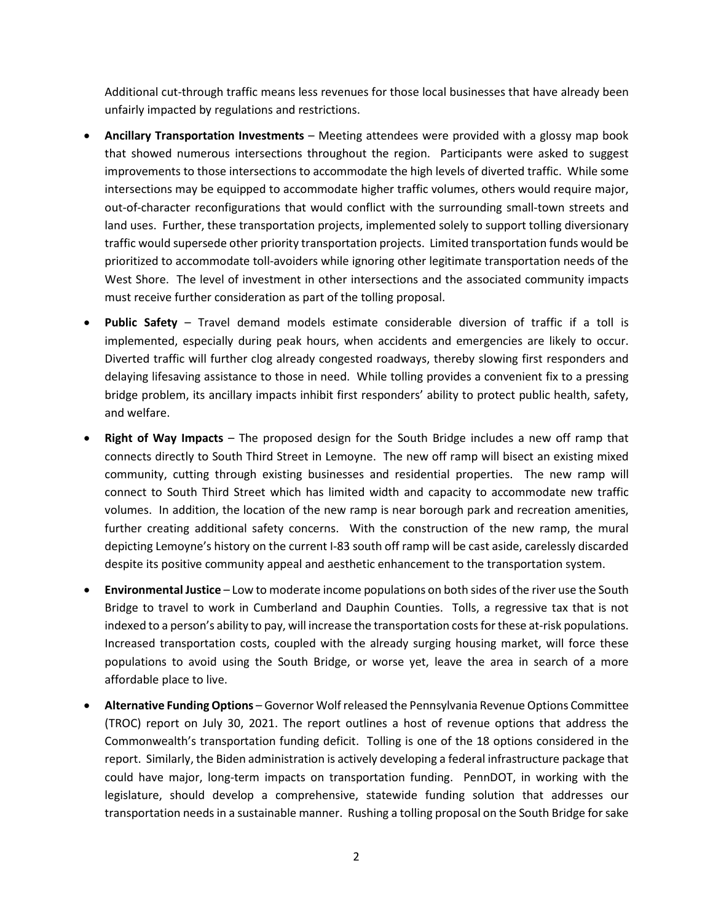Additional cut-through traffic means less revenues for those local businesses that have already been unfairly impacted by regulations and restrictions.

- **Ancillary Transportation Investments** – Meeting attendees were provided with a glossy map book that showed numerous intersections throughout the region. Participants were asked to suggest improvements to those intersections to accommodate the high levels of diverted traffic. While some intersections may be equipped to accommodate higher traffic volumes, others would require major, out-of-character reconfigurations that would conflict with the surrounding small-town streets and land uses. Further, these transportation projects, implemented solely to support tolling diversionary traffic would supersede other priority transportation projects. Limited transportation funds would be prioritized to accommodate toll-avoiders while ignoring other legitimate transportation needs of the West Shore. The level of investment in other intersections and the associated community impacts must receive further consideration as part of the tolling proposal.
- **Public Safety** – Travel demand models estimate considerable diversion of traffic if a toll is implemented, especially during peak hours, when accidents and emergencies are likely to occur. Diverted traffic will further clog already congested roadways, thereby slowing first responders and delaying lifesaving assistance to those in need. While tolling provides a convenient fix to a pressing bridge problem, its ancillary impacts inhibit first responders' ability to protect public health, safety, and welfare.
- **Right of Way Impacts** – The proposed design for the South Bridge includes a new off ramp that connects directly to South Third Street in Lemoyne. The new off ramp will bisect an existing mixed community, cutting through existing businesses and residential properties. The new ramp will connect to South Third Street which has limited width and capacity to accommodate new traffic volumes. In addition, the location of the new ramp is near borough park and recreation amenities, further creating additional safety concerns. With the construction of the new ramp, the mural depicting Lemoyne's history on the current I-83 south off ramp will be cast aside, carelessly discarded despite its positive community appeal and aesthetic enhancement to the transportation system.
- **Environmental Justice** – Low to moderate income populations on both sides of the river use the South Bridge to travel to work in Cumberland and Dauphin Counties. Tolls, a regressive tax that is not indexed to a person's ability to pay, will increase the transportation costs for these at-risk populations. Increased transportation costs, coupled with the already surging housing market, will force these populations to avoid using the South Bridge, or worse yet, leave the area in search of a more affordable place to live.
- **Alternative Funding Options** – Governor Wolf released the Pennsylvania Revenue Options Committee (TROC) report on July 30, 2021. The report outlines a host of revenue options that address the Commonwealth's transportation funding deficit. Tolling is one of the 18 options considered in the report. Similarly, the Biden administration is actively developing a federal infrastructure package that could have major, long-term impacts on transportation funding. PennDOT, in working with the legislature, should develop a comprehensive, statewide funding solution that addresses our transportation needs in a sustainable manner. Rushing a tolling proposal on the South Bridge for sake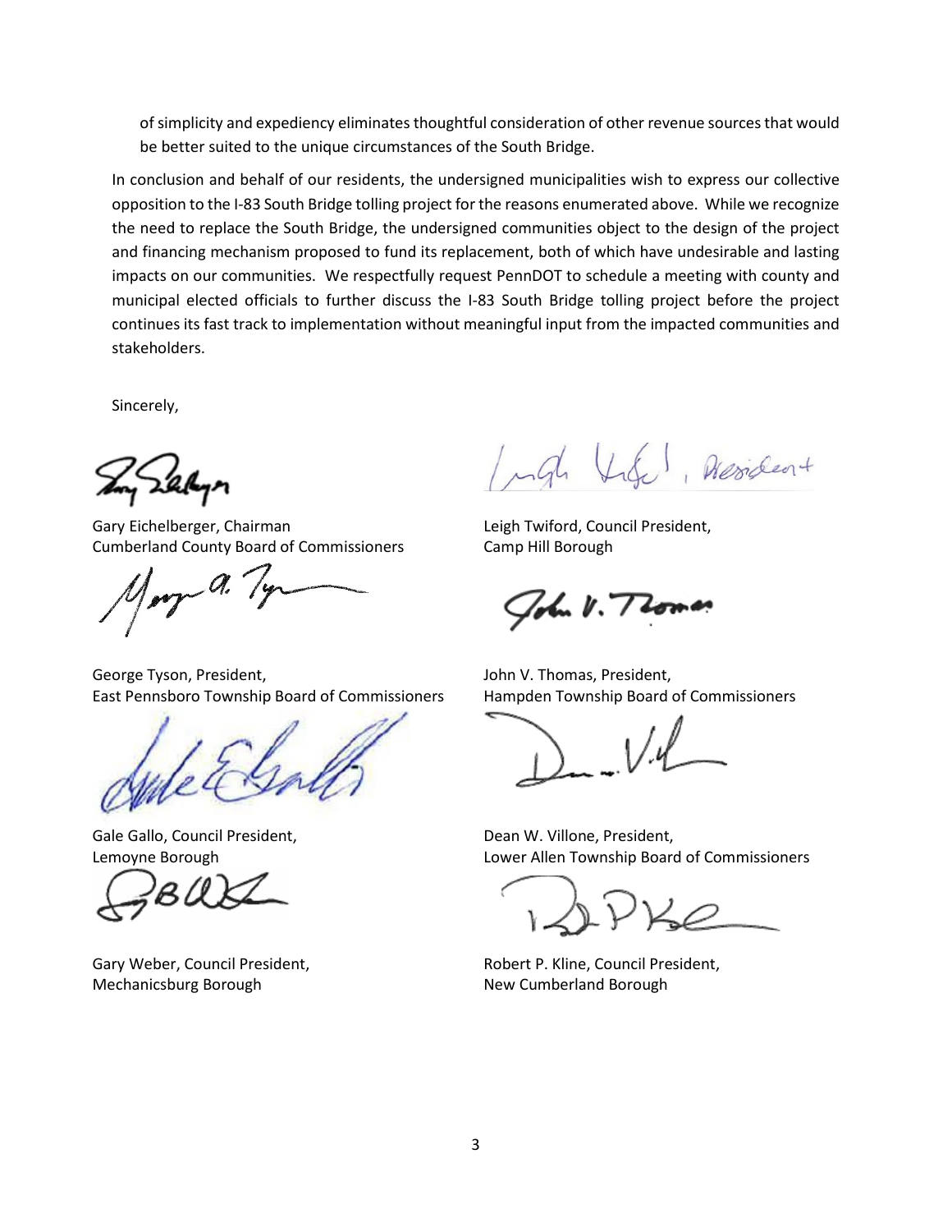of simplicity and expediency eliminates thoughtful consideration of other revenue sources that would be better suited to the unique circumstances of the South Bridge.

In conclusion and behalf of our residents, the undersigned municipalities wish to express our collective opposition to the I-83 South Bridge tolling project for the reasons enumerated above. While we recognize the need to replace the South Bridge, the undersigned communities object to the design of the project and financing mechanism proposed to fund its replacement, both of which have undesirable and lasting impacts on our communities. We respectfully request PennDOT to schedule a meeting with county and municipal elected officials to further discuss the I-83 South Bridge tolling project before the project continues its fast track to implementation without meaningful input from the impacted communities and stakeholders.

Sincerely,

Gary Eichelberger, Chairman
Cumberland County Board of Commissioners

Leigh Twiford, Council President,
Camp Hill Borough

George Tyson, President,
East Pennsboro Township Board of Commissioners

John V. Thomas, President,
Hampden Township Board of Commissioners

Gale Gallo, Council President,
Lemoyne Borough

Dean W. Villone, President,
Lower Allen Township Board of Commissioners

Gary Weber, Council President,
Mechanicsburg Borough

Robert P. Kline, Council President,
New Cumberland Borough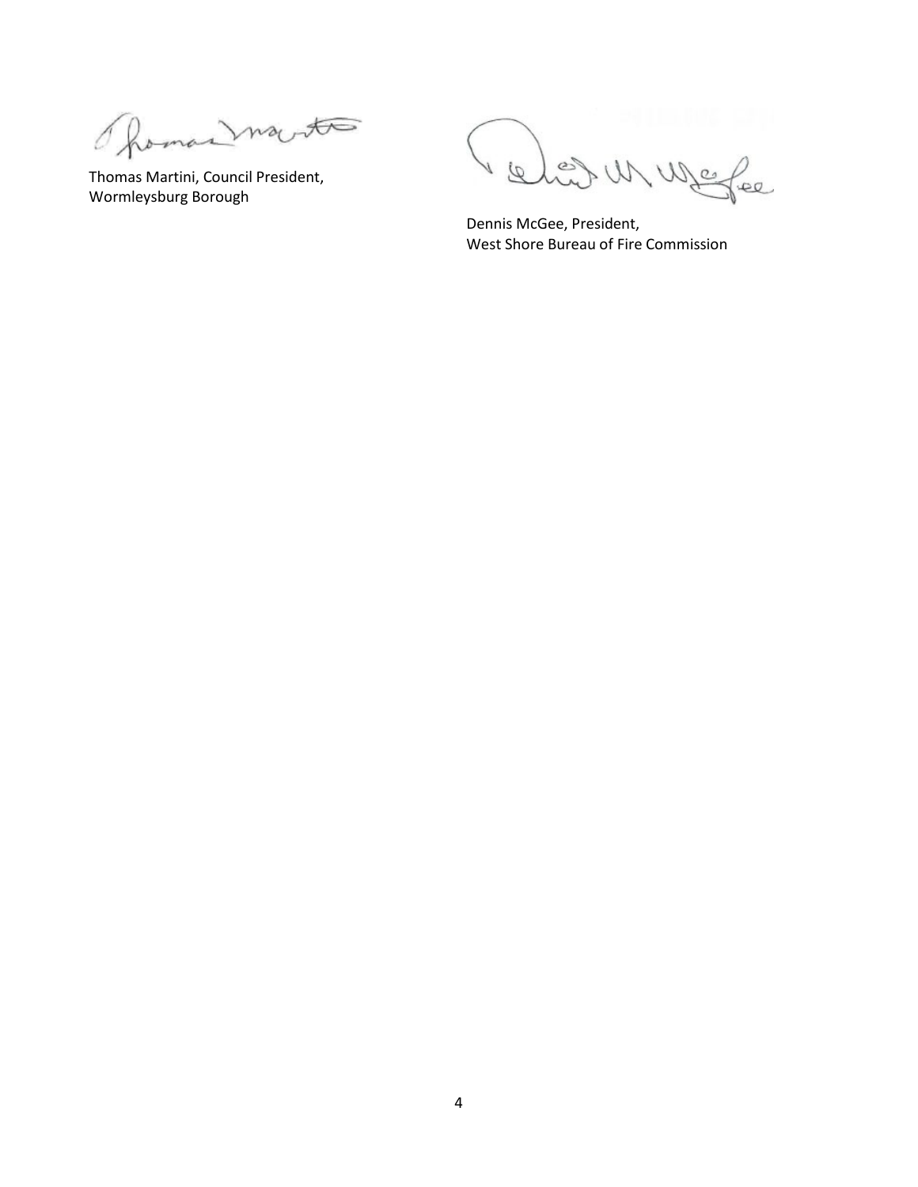Thomas Martini, Council President,
Wormleysburg Borough

Dennis McGee, President,
West Shore Bureau of Fire Commission